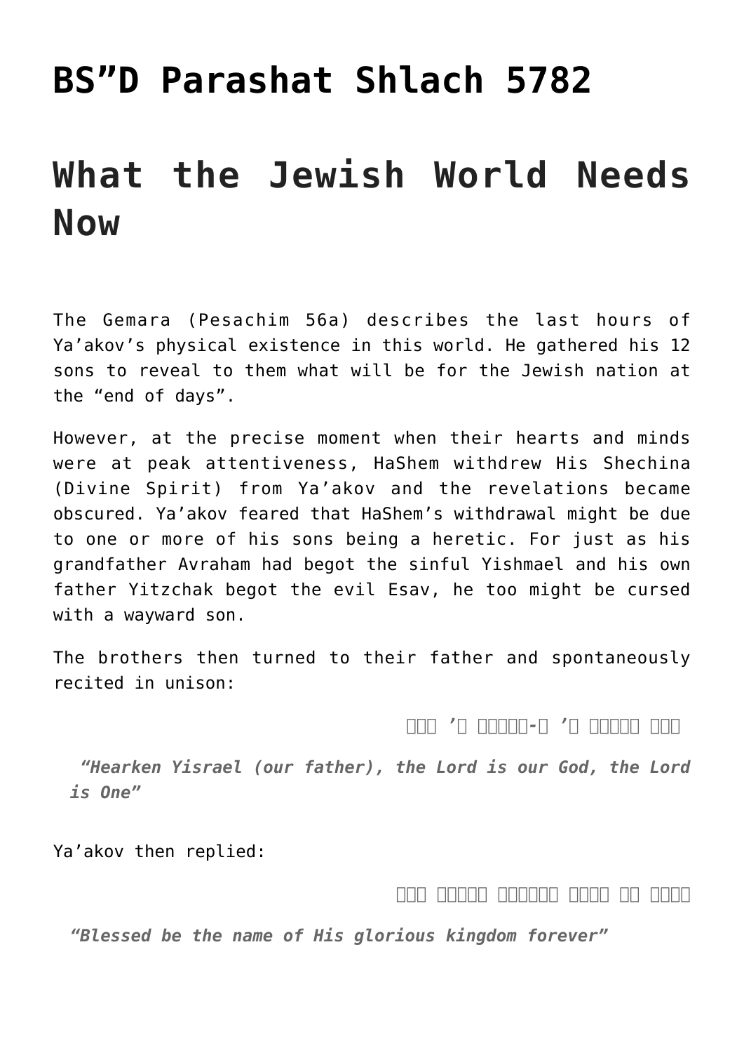# BS"D Parashat Shlach 5782

# What the Jewish World Needs Now

The Gemara (Pesachim 56a) describes the last hours of Ya'akov's physical existence in this world. He gathered his 12 sons to reveal to them what will be for the Jewish nation at the "end of days".

However, at the precise moment when their hearts and minds were at peak attentiveness, HaShem withdrew His Shechina (Divine Spirit) from Ya'akov and the revelations became obscured. Ya'akov feared that HaShem's withdrawal might be due to one or more of his sons being a heretic. For just as his grandfather Avraham had begot the sinful Yishmael and his own father Yitzchak begot the evil Esav, he too might be cursed with a wayward son.

The brothers then turned to their father and spontaneously recited in unison:

שמע ישראל ה' אלקינו ה' אחד

> ***"Hearken Yisrael (our father), the Lord is our God, the Lord is One"***

Ya'akov then replied:

ברוך שם כבוד מלכותו לעולם ועד

> ***"Blessed be the name of His glorious kingdom forever"***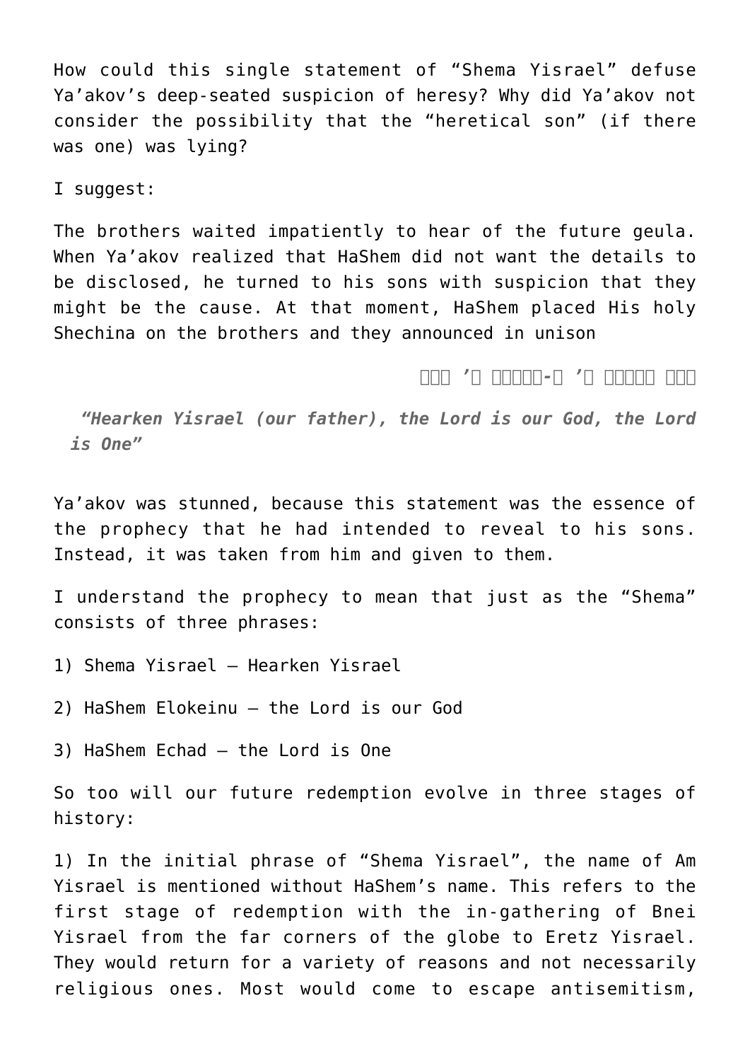How could this single statement of “Shema Yisrael” defuse Ya’akov’s deep-seated suspicion of heresy? Why did Ya’akov not consider the possibility that the “heretical son” (if there was one) was lying?

I suggest:

The brothers waited impatiently to hear of the future geula. When Ya’akov realized that HaShem did not want the details to be disclosed, he turned to his sons with suspicion that they might be the cause. At that moment, HaShem placed His holy Shechina on the brothers and they announced in unison

שמע ישראל ה’ א-לקינו ה’ אחד

***“Hearken Yisrael (our father), the Lord is our God, the Lord is One”***

Ya’akov was stunned, because this statement was the essence of the prophecy that he had intended to reveal to his sons. Instead, it was taken from him and given to them.

I understand the prophecy to mean that just as the “Shema” consists of three phrases:

1) Shema Yisrael – Hearken Yisrael

2) HaShem Elokeinu – the Lord is our God

3) HaShem Echad – the Lord is One

So too will our future redemption evolve in three stages of history:

1) In the initial phrase of “Shema Yisrael”, the name of Am Yisrael is mentioned without HaShem’s name. This refers to the first stage of redemption with the in-gathering of Bnei Yisrael from the far corners of the globe to Eretz Yisrael. They would return for a variety of reasons and not necessarily religious ones. Most would come to escape antisemitism,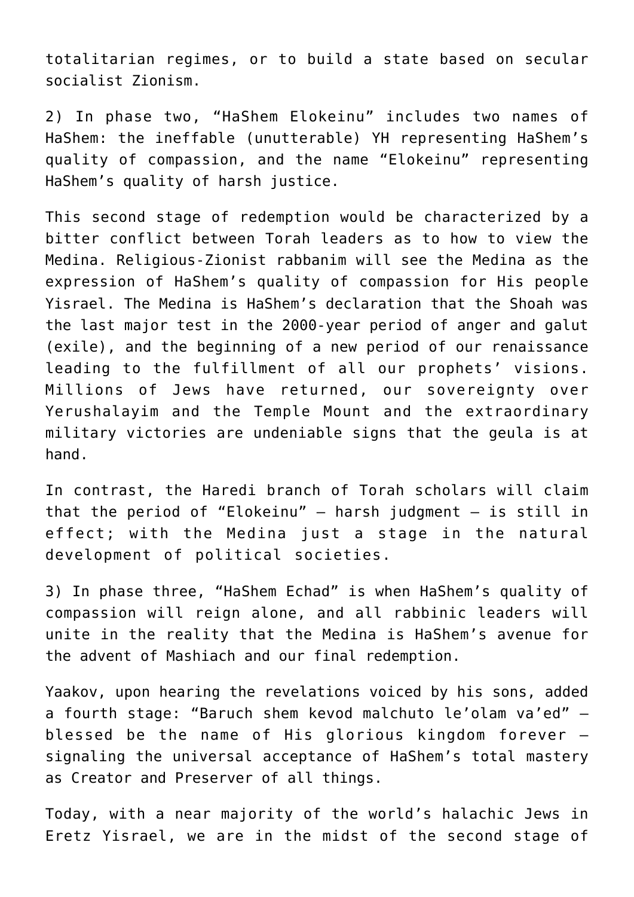totalitarian regimes, or to build a state based on secular socialist Zionism.

2) In phase two, “HaShem Elokeinu” includes two names of HaShem: the ineffable (unutterable) YH representing HaShem’s quality of compassion, and the name “Elokeinu” representing HaShem’s quality of harsh justice.

This second stage of redemption would be characterized by a bitter conflict between Torah leaders as to how to view the Medina. Religious-Zionist rabbanim will see the Medina as the expression of HaShem’s quality of compassion for His people Yisrael. The Medina is HaShem’s declaration that the Shoah was the last major test in the 2000-year period of anger and galut (exile), and the beginning of a new period of our renaissance leading to the fulfillment of all our prophets’ visions. Millions of Jews have returned, our sovereignty over Yerushalayim and the Temple Mount and the extraordinary military victories are undeniable signs that the geula is at hand.

In contrast, the Haredi branch of Torah scholars will claim that the period of “Elokeinu” – harsh judgment – is still in effect; with the Medina just a stage in the natural development of political societies.

3) In phase three, “HaShem Echad” is when HaShem’s quality of compassion will reign alone, and all rabbinic leaders will unite in the reality that the Medina is HaShem’s avenue for the advent of Mashiach and our final redemption.

Yaakov, upon hearing the revelations voiced by his sons, added a fourth stage: “Baruch shem kevod malchuto le’olam va’ed” – blessed be the name of His glorious kingdom forever – signaling the universal acceptance of HaShem’s total mastery as Creator and Preserver of all things.

Today, with a near majority of the world’s halachic Jews in Eretz Yisrael, we are in the midst of the second stage of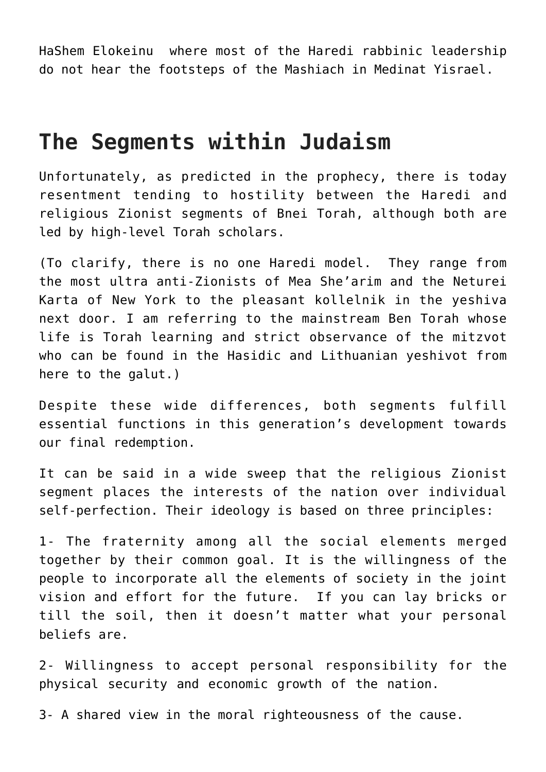HaShem Elokeinu  where most of the Haredi rabbinic leadership do not hear the footsteps of the Mashiach in Medinat Yisrael.

## The Segments within Judaism

Unfortunately, as predicted in the prophecy, there is today resentment tending to hostility between the Haredi and religious Zionist segments of Bnei Torah, although both are led by high-level Torah scholars.

(To clarify, there is no one Haredi model.  They range from the most ultra anti-Zionists of Mea She'arim and the Neturei Karta of New York to the pleasant kollelnik in the yeshiva next door. I am referring to the mainstream Ben Torah whose life is Torah learning and strict observance of the mitzvot who can be found in the Hasidic and Lithuanian yeshivot from here to the galut.)

Despite these wide differences, both segments fulfill essential functions in this generation's development towards our final redemption.

It can be said in a wide sweep that the religious Zionist segment places the interests of the nation over individual self-perfection. Their ideology is based on three principles:

1- The fraternity among all the social elements merged together by their common goal. It is the willingness of the people to incorporate all the elements of society in the joint vision and effort for the future.  If you can lay bricks or till the soil, then it doesn't matter what your personal beliefs are.

2- Willingness to accept personal responsibility for the physical security and economic growth of the nation.

3- A shared view in the moral righteousness of the cause.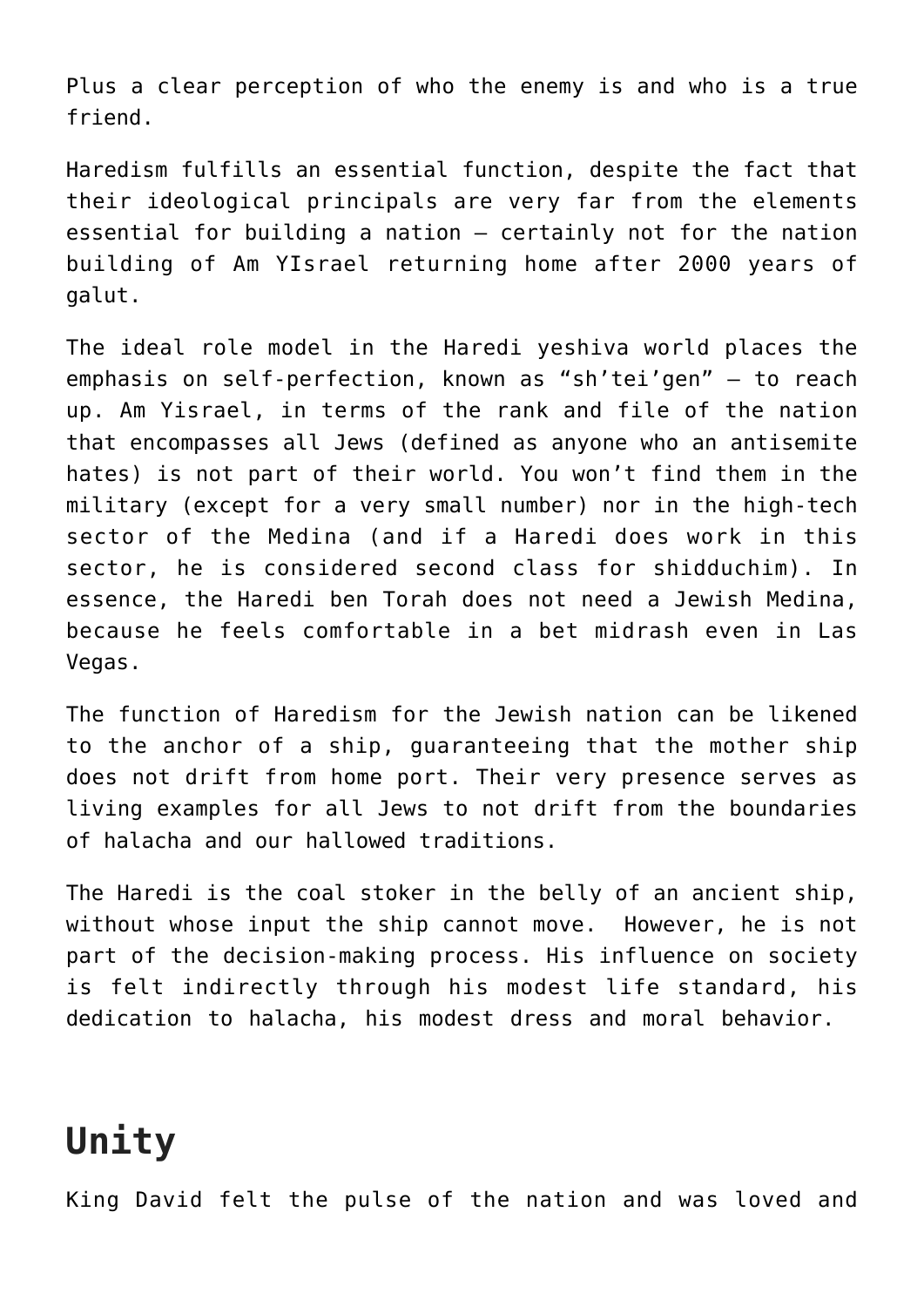Plus a clear perception of who the enemy is and who is a true friend.

Haredism fulfills an essential function, despite the fact that their ideological principals are very far from the elements essential for building a nation – certainly not for the nation building of Am YIsrael returning home after 2000 years of galut.

The ideal role model in the Haredi yeshiva world places the emphasis on self-perfection, known as "sh'tei'gen" – to reach up. Am Yisrael, in terms of the rank and file of the nation that encompasses all Jews (defined as anyone who an antisemite hates) is not part of their world. You won't find them in the military (except for a very small number) nor in the high-tech sector of the Medina (and if a Haredi does work in this sector, he is considered second class for shidduchim). In essence, the Haredi ben Torah does not need a Jewish Medina, because he feels comfortable in a bet midrash even in Las Vegas.

The function of Haredism for the Jewish nation can be likened to the anchor of a ship, guaranteeing that the mother ship does not drift from home port. Their very presence serves as living examples for all Jews to not drift from the boundaries of halacha and our hallowed traditions.

The Haredi is the coal stoker in the belly of an ancient ship, without whose input the ship cannot move. However, he is not part of the decision-making process. His influence on society is felt indirectly through his modest life standard, his dedication to halacha, his modest dress and moral behavior.

## Unity

King David felt the pulse of the nation and was loved and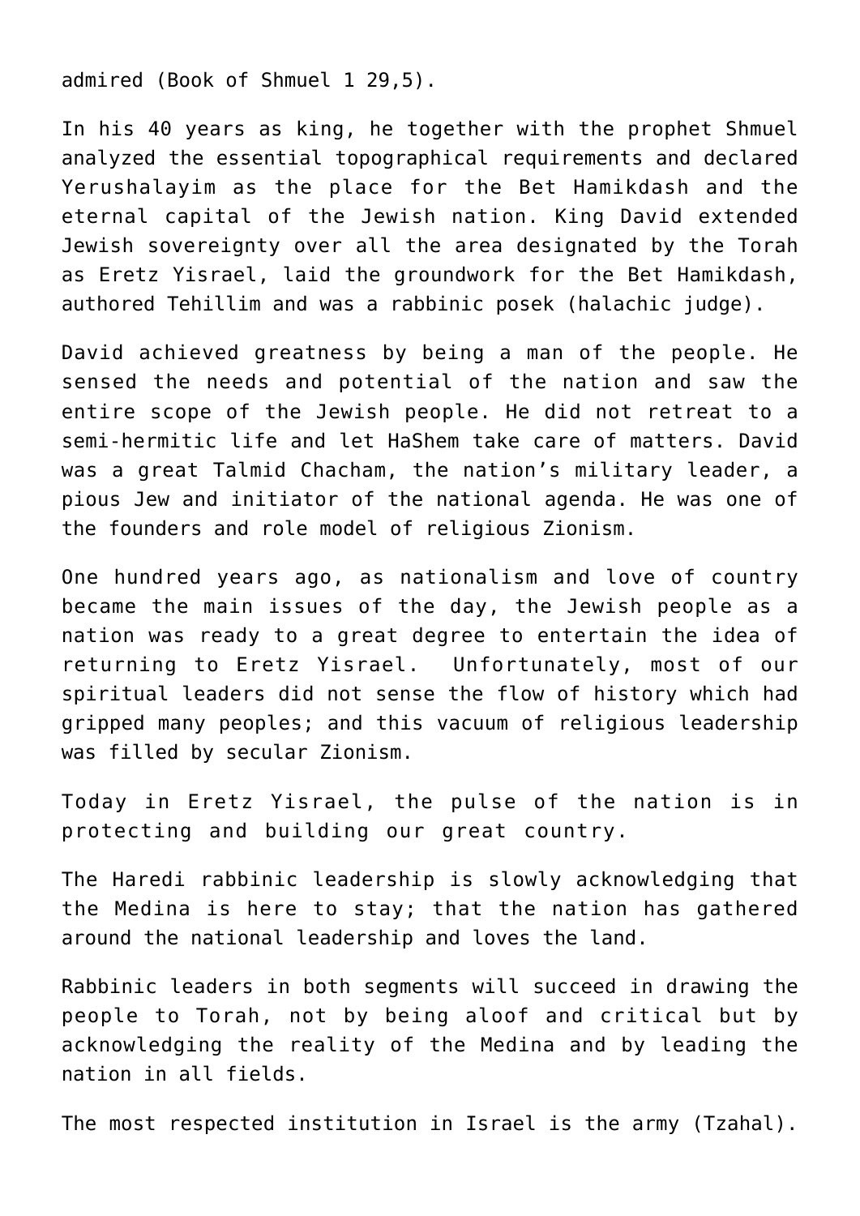admired (Book of Shmuel 1 29,5).

In his 40 years as king, he together with the prophet Shmuel analyzed the essential topographical requirements and declared Yerushalayim as the place for the Bet Hamikdash and the eternal capital of the Jewish nation. King David extended Jewish sovereignty over all the area designated by the Torah as Eretz Yisrael, laid the groundwork for the Bet Hamikdash, authored Tehillim and was a rabbinic posek (halachic judge).

David achieved greatness by being a man of the people. He sensed the needs and potential of the nation and saw the entire scope of the Jewish people. He did not retreat to a semi-hermitic life and let HaShem take care of matters. David was a great Talmid Chacham, the nation's military leader, a pious Jew and initiator of the national agenda. He was one of the founders and role model of religious Zionism.

One hundred years ago, as nationalism and love of country became the main issues of the day, the Jewish people as a nation was ready to a great degree to entertain the idea of returning to Eretz Yisrael. Unfortunately, most of our spiritual leaders did not sense the flow of history which had gripped many peoples; and this vacuum of religious leadership was filled by secular Zionism.

Today in Eretz Yisrael, the pulse of the nation is in protecting and building our great country.

The Haredi rabbinic leadership is slowly acknowledging that the Medina is here to stay; that the nation has gathered around the national leadership and loves the land.

Rabbinic leaders in both segments will succeed in drawing the people to Torah, not by being aloof and critical but by acknowledging the reality of the Medina and by leading the nation in all fields.

The most respected institution in Israel is the army (Tzahal).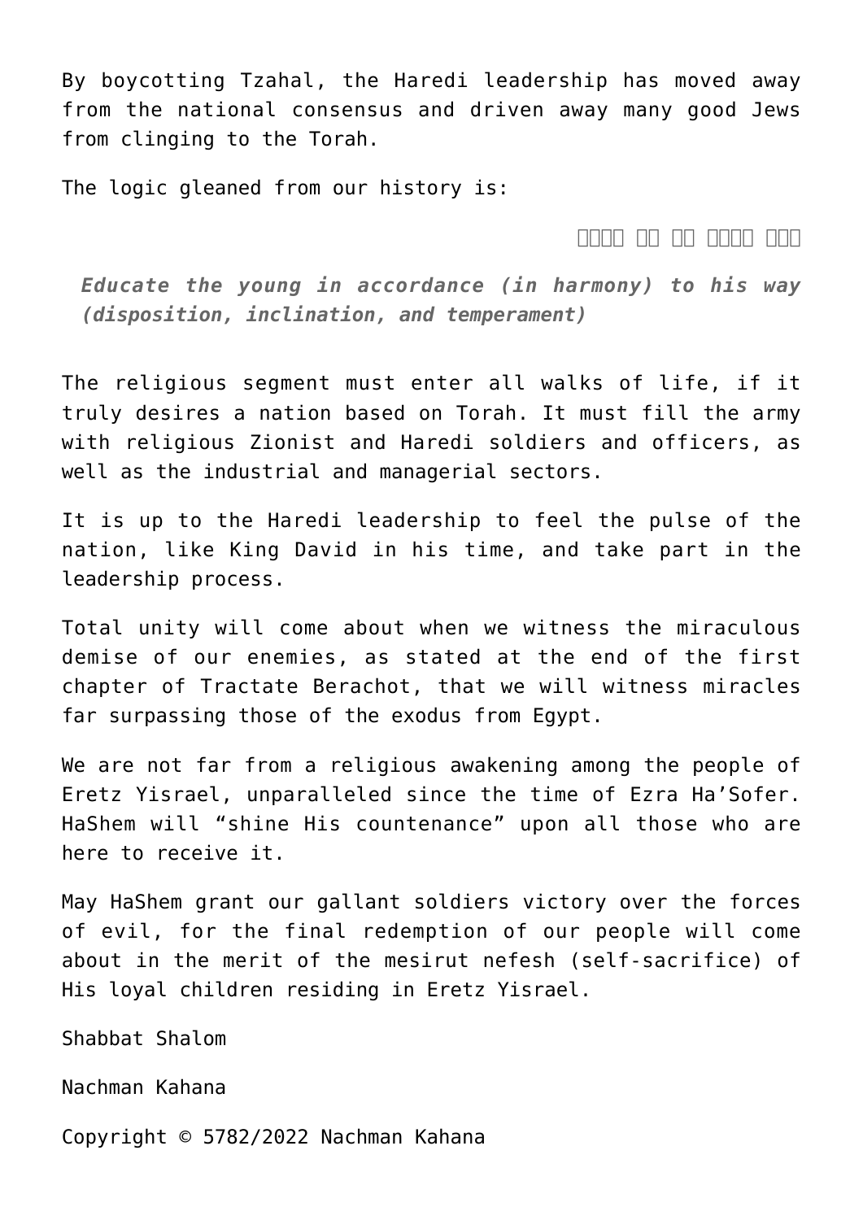By boycotting Tzahal, the Haredi leadership has moved away from the national consensus and driven away many good Jews from clinging to the Torah.

The logic gleaned from our history is:

> ***Educate the young in accordance (in harmony) to his way (disposition, inclination, and temperament)***

The religious segment must enter all walks of life, if it truly desires a nation based on Torah. It must fill the army with religious Zionist and Haredi soldiers and officers, as well as the industrial and managerial sectors.

It is up to the Haredi leadership to feel the pulse of the nation, like King David in his time, and take part in the leadership process.

Total unity will come about when we witness the miraculous demise of our enemies, as stated at the end of the first chapter of Tractate Berachot, that we will witness miracles far surpassing those of the exodus from Egypt.

We are not far from a religious awakening among the people of Eretz Yisrael, unparalleled since the time of Ezra Ha'Sofer. HaShem will "shine His countenance" upon all those who are here to receive it.

May HaShem grant our gallant soldiers victory over the forces of evil, for the final redemption of our people will come about in the merit of the mesirut nefesh (self-sacrifice) of His loyal children residing in Eretz Yisrael.

Shabbat Shalom

Nachman Kahana

Copyright © 5782/2022 Nachman Kahana